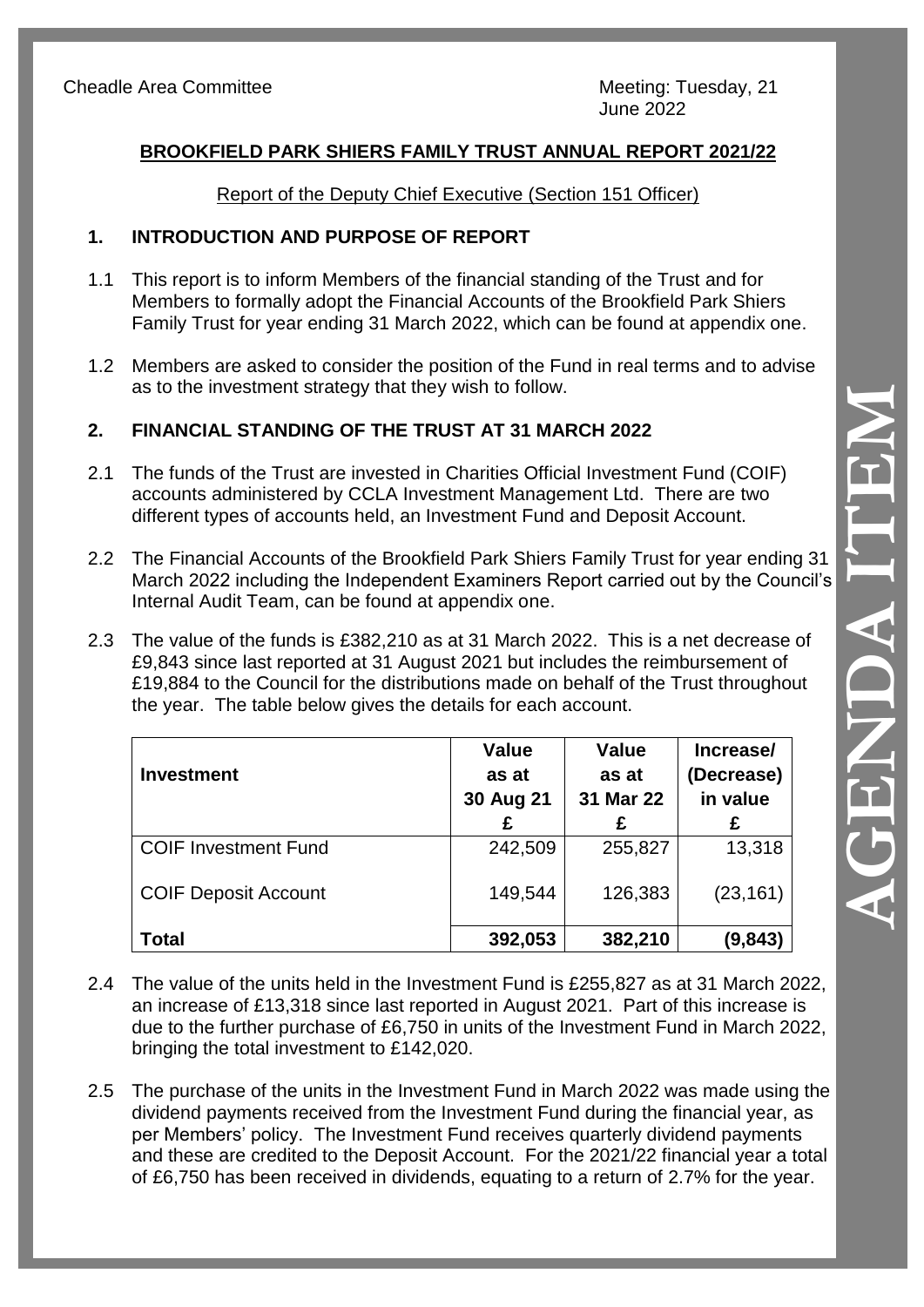Cheadle Area Committee

Meeting: Tuesday, 21 June 2022

## BROOKFIELD PARK SHIERS FAMILY TRUST ANNUAL REPORT 2021/22

Report of the Deputy Chief Executive (Section 151 Officer)

### 1. INTRODUCTION AND PURPOSE OF REPORT

1.1 This report is to inform Members of the financial standing of the Trust and for Members to formally adopt the Financial Accounts of the Brookfield Park Shiers Family Trust for year ending 31 March 2022, which can be found at appendix one.

1.2 Members are asked to consider the position of the Fund in real terms and to advise as to the investment strategy that they wish to follow.

### 2. FINANCIAL STANDING OF THE TRUST AT 31 MARCH 2022

2.1 The funds of the Trust are invested in Charities Official Investment Fund (COIF) accounts administered by CCLA Investment Management Ltd. There are two different types of accounts held, an Investment Fund and Deposit Account.

2.2 The Financial Accounts of the Brookfield Park Shiers Family Trust for year ending 31 March 2022 including the Independent Examiners Report carried out by the Council's Internal Audit Team, can be found at appendix one.

2.3 The value of the funds is £382,210 as at 31 March 2022. This is a net decrease of £9,843 since last reported at 31 August 2021 but includes the reimbursement of £19,884 to the Council for the distributions made on behalf of the Trust throughout the year. The table below gives the details for each account.

| Investment | Value as at 30 Aug 21 £ | Value as at 31 Mar 22 £ | Increase/ (Decrease) in value £ |
|---|---|---|---|
| COIF Investment Fund | 242,509 | 255,827 | 13,318 |
| COIF Deposit Account | 149,544 | 126,383 | (23,161) |
| **Total** | **392,053** | **382,210** | **(9,843)** |

2.4 The value of the units held in the Investment Fund is £255,827 as at 31 March 2022, an increase of £13,318 since last reported in August 2021. Part of this increase is due to the further purchase of £6,750 in units of the Investment Fund in March 2022, bringing the total investment to £142,020.

2.5 The purchase of the units in the Investment Fund in March 2022 was made using the dividend payments received from the Investment Fund during the financial year, as per Members' policy. The Investment Fund receives quarterly dividend payments and these are credited to the Deposit Account. For the 2021/22 financial year a total of £6,750 has been received in dividends, equating to a return of 2.7% for the year.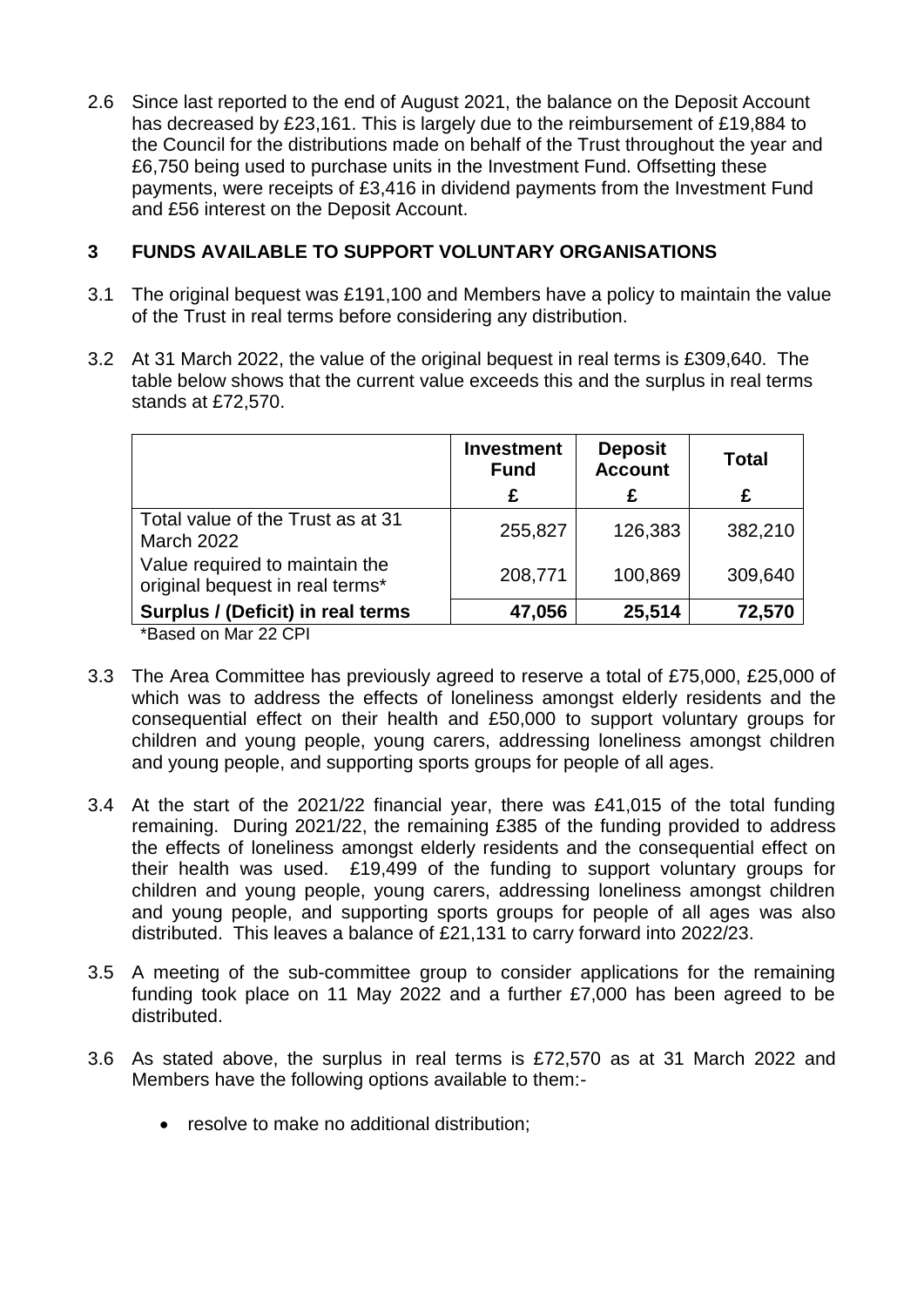2.6 Since last reported to the end of August 2021, the balance on the Deposit Account has decreased by £23,161. This is largely due to the reimbursement of £19,884 to the Council for the distributions made on behalf of the Trust throughout the year and £6,750 being used to purchase units in the Investment Fund. Offsetting these payments, were receipts of £3,416 in dividend payments from the Investment Fund and £56 interest on the Deposit Account.

## 3 FUNDS AVAILABLE TO SUPPORT VOLUNTARY ORGANISATIONS

3.1 The original bequest was £191,100 and Members have a policy to maintain the value of the Trust in real terms before considering any distribution.

3.2 At 31 March 2022, the value of the original bequest in real terms is £309,640. The table below shows that the current value exceeds this and the surplus in real terms stands at £72,570.

| | Investment Fund | Deposit Account | Total |
|---|---|---|---|
| | £ | £ | £ |
| Total value of the Trust as at 31 March 2022 | 255,827 | 126,383 | 382,210 |
| Value required to maintain the original bequest in real terms* | 208,771 | 100,869 | 309,640 |
| **Surplus / (Deficit) in real terms** | **47,056** | **25,514** | **72,570** |

*Based on Mar 22 CPI

3.3 The Area Committee has previously agreed to reserve a total of £75,000, £25,000 of which was to address the effects of loneliness amongst elderly residents and the consequential effect on their health and £50,000 to support voluntary groups for children and young people, young carers, addressing loneliness amongst children and young people, and supporting sports groups for people of all ages.

3.4 At the start of the 2021/22 financial year, there was £41,015 of the total funding remaining. During 2021/22, the remaining £385 of the funding provided to address the effects of loneliness amongst elderly residents and the consequential effect on their health was used. £19,499 of the funding to support voluntary groups for children and young people, young carers, addressing loneliness amongst children and young people, and supporting sports groups for people of all ages was also distributed. This leaves a balance of £21,131 to carry forward into 2022/23.

3.5 A meeting of the sub-committee group to consider applications for the remaining funding took place on 11 May 2022 and a further £7,000 has been agreed to be distributed.

3.6 As stated above, the surplus in real terms is £72,570 as at 31 March 2022 and Members have the following options available to them:-

- resolve to make no additional distribution;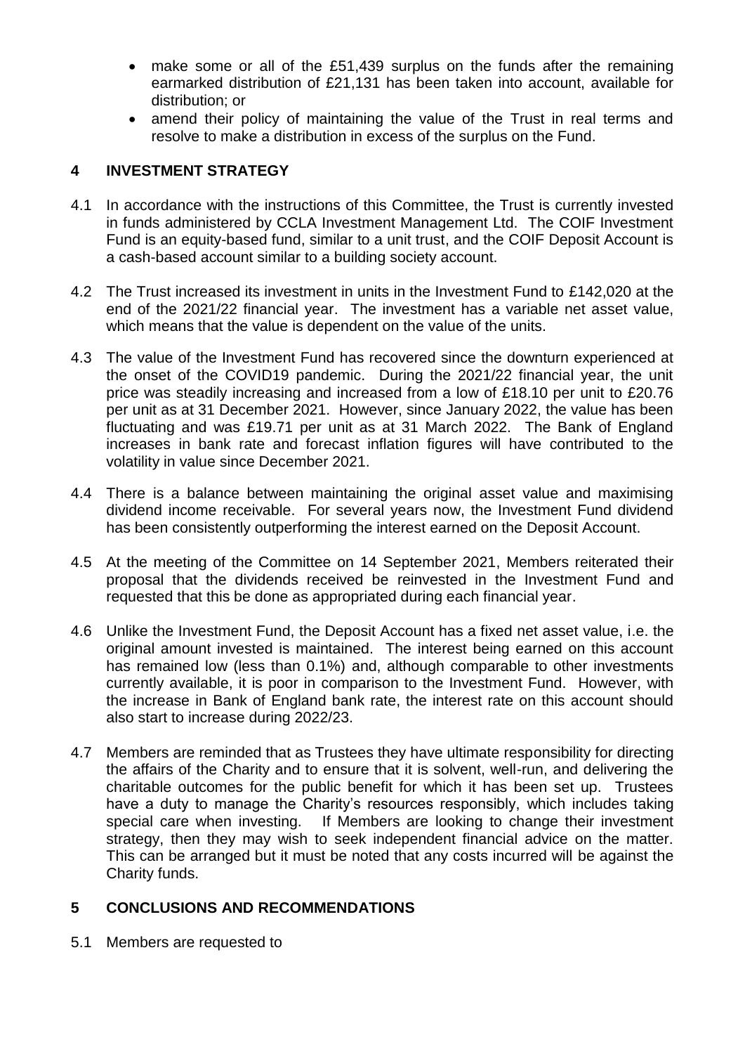- make some or all of the £51,439 surplus on the funds after the remaining earmarked distribution of £21,131 has been taken into account, available for distribution; or
- amend their policy of maintaining the value of the Trust in real terms and resolve to make a distribution in excess of the surplus on the Fund.

## 4 INVESTMENT STRATEGY

4.1 In accordance with the instructions of this Committee, the Trust is currently invested in funds administered by CCLA Investment Management Ltd. The COIF Investment Fund is an equity-based fund, similar to a unit trust, and the COIF Deposit Account is a cash-based account similar to a building society account.

4.2 The Trust increased its investment in units in the Investment Fund to £142,020 at the end of the 2021/22 financial year. The investment has a variable net asset value, which means that the value is dependent on the value of the units.

4.3 The value of the Investment Fund has recovered since the downturn experienced at the onset of the COVID19 pandemic. During the 2021/22 financial year, the unit price was steadily increasing and increased from a low of £18.10 per unit to £20.76 per unit as at 31 December 2021. However, since January 2022, the value has been fluctuating and was £19.71 per unit as at 31 March 2022. The Bank of England increases in bank rate and forecast inflation figures will have contributed to the volatility in value since December 2021.

4.4 There is a balance between maintaining the original asset value and maximising dividend income receivable. For several years now, the Investment Fund dividend has been consistently outperforming the interest earned on the Deposit Account.

4.5 At the meeting of the Committee on 14 September 2021, Members reiterated their proposal that the dividends received be reinvested in the Investment Fund and requested that this be done as appropriated during each financial year.

4.6 Unlike the Investment Fund, the Deposit Account has a fixed net asset value, i.e. the original amount invested is maintained. The interest being earned on this account has remained low (less than 0.1%) and, although comparable to other investments currently available, it is poor in comparison to the Investment Fund. However, with the increase in Bank of England bank rate, the interest rate on this account should also start to increase during 2022/23.

4.7 Members are reminded that as Trustees they have ultimate responsibility for directing the affairs of the Charity and to ensure that it is solvent, well-run, and delivering the charitable outcomes for the public benefit for which it has been set up. Trustees have a duty to manage the Charity's resources responsibly, which includes taking special care when investing. If Members are looking to change their investment strategy, then they may wish to seek independent financial advice on the matter. This can be arranged but it must be noted that any costs incurred will be against the Charity funds.

## 5 CONCLUSIONS AND RECOMMENDATIONS

5.1 Members are requested to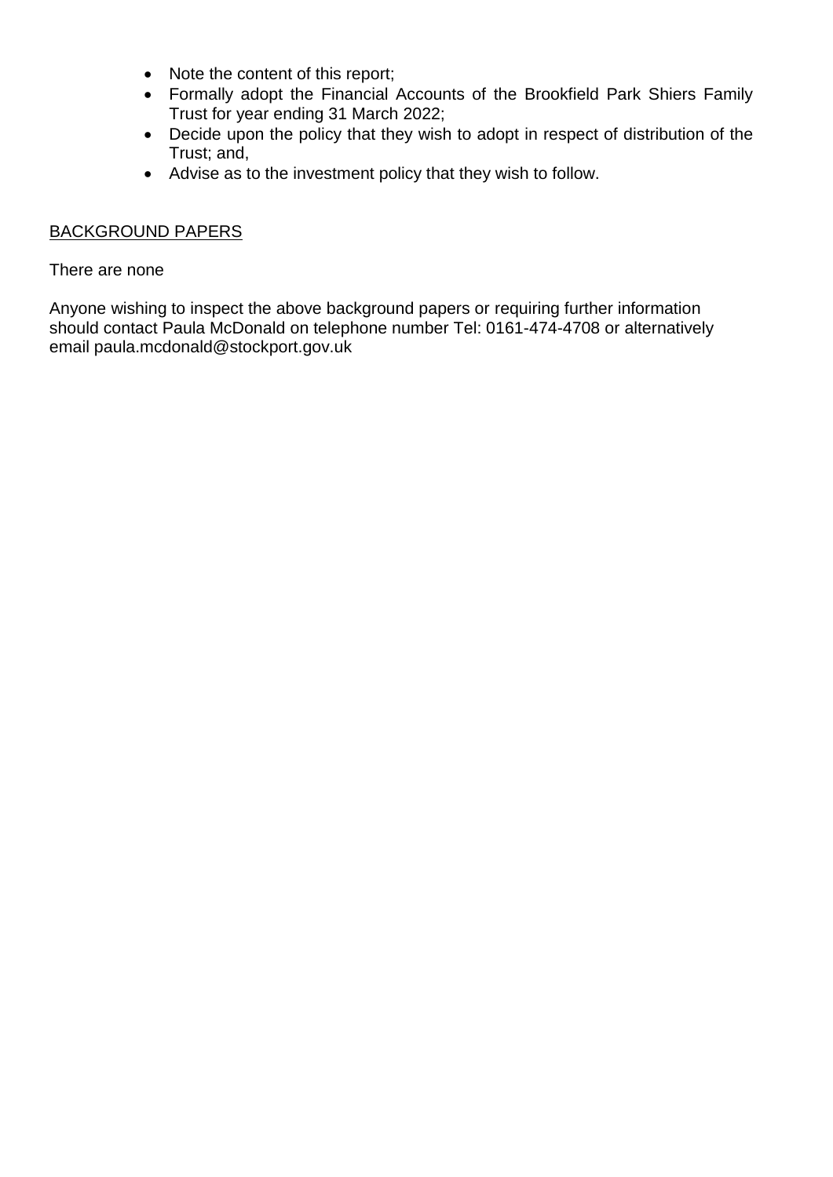- Note the content of this report;
- Formally adopt the Financial Accounts of the Brookfield Park Shiers Family Trust for year ending 31 March 2022;
- Decide upon the policy that they wish to adopt in respect of distribution of the Trust; and,
- Advise as to the investment policy that they wish to follow.

## BACKGROUND PAPERS

There are none

Anyone wishing to inspect the above background papers or requiring further information should contact Paula McDonald on telephone number Tel: 0161-474-4708 or alternatively email paula.mcdonald@stockport.gov.uk